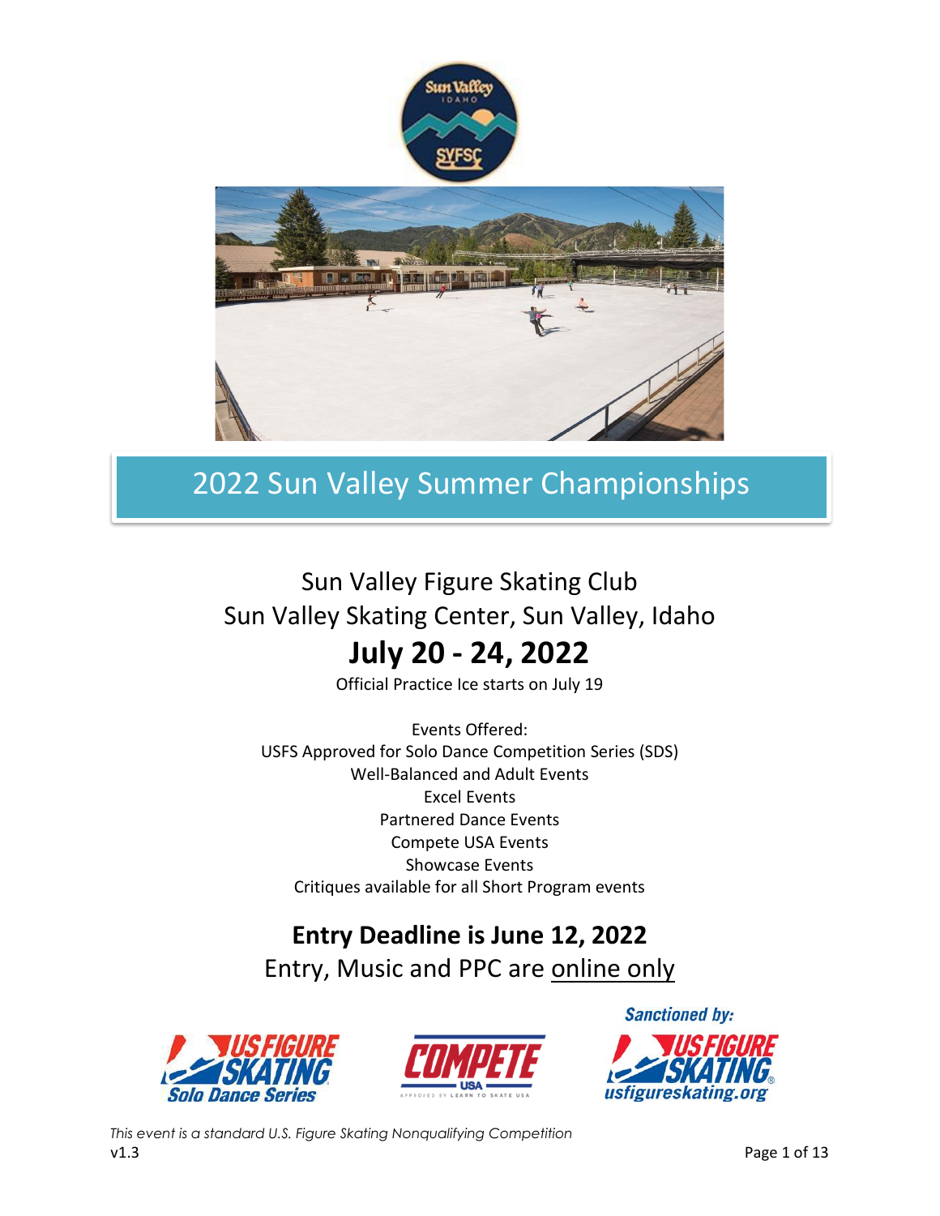# 2022 Sun Valley Summer Championships

Sun Valley Figure Skating Club
Sun Valley Skating Center, Sun Valley, Idaho

## July 20 - 24, 2022

Official Practice Ice starts on July 19

Events Offered:
USFS Approved for Solo Dance Competition Series (SDS)
Well-Balanced and Adult Events
Excel Events
Partnered Dance Events
Compete USA Events
Showcase Events
Critiques available for all Short Program events

## Entry Deadline is June 12, 2022

Entry, Music and PPC are online only

Sanctioned by:

*This event is a standard U.S. Figure Skating Nonqualifying Competition*
v1.3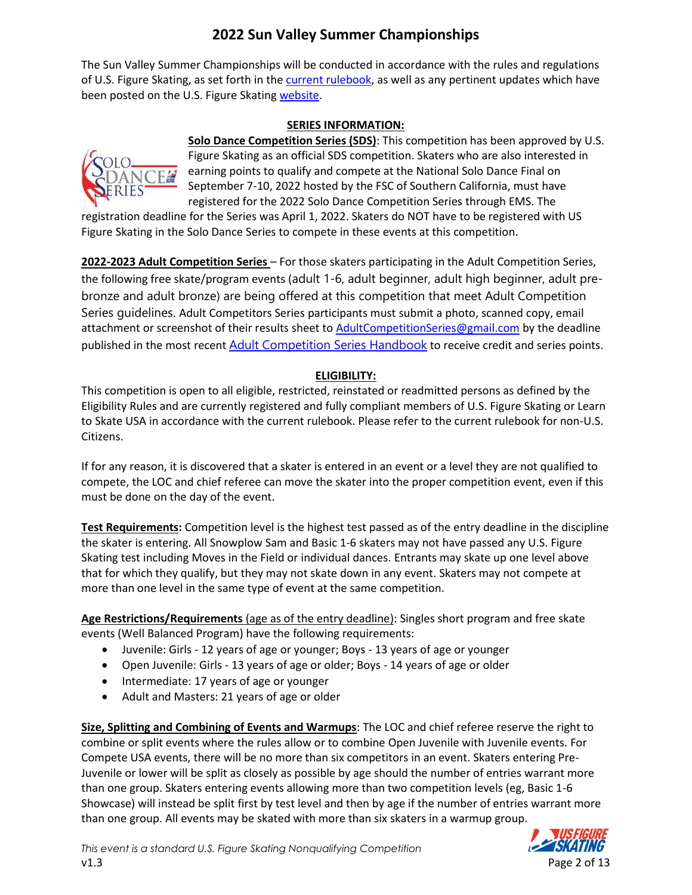# 2022 Sun Valley Summer Championships

The Sun Valley Summer Championships will be conducted in accordance with the rules and regulations of U.S. Figure Skating, as set forth in the [current rulebook](), as well as any pertinent updates which have been posted on the U.S. Figure Skating [website]().

## SERIES INFORMATION:

**Solo Dance Competition Series (SDS)**: This competition has been approved by U.S. Figure Skating as an official SDS competition. Skaters who are also interested in earning points to qualify and compete at the National Solo Dance Final on September 7-10, 2022 hosted by the FSC of Southern California, must have registered for the 2022 Solo Dance Competition Series through EMS. The registration deadline for the Series was April 1, 2022. Skaters do NOT have to be registered with US Figure Skating in the Solo Dance Series to compete in these events at this competition.

**2022-2023 Adult Competition Series** – For those skaters participating in the Adult Competition Series, the following free skate/program events (adult 1-6, adult beginner, adult high beginner, adult pre-bronze and adult bronze) are being offered at this competition that meet Adult Competition Series guidelines. Adult Competitors Series participants must submit a photo, scanned copy, email attachment or screenshot of their results sheet to AdultCompetitionSeries@gmail.com by the deadline published in the most recent [Adult Competition Series Handbook]() to receive credit and series points.

## ELIGIBILITY:

This competition is open to all eligible, restricted, reinstated or readmitted persons as defined by the Eligibility Rules and are currently registered and fully compliant members of U.S. Figure Skating or Learn to Skate USA in accordance with the current rulebook. Please refer to the current rulebook for non-U.S. Citizens.

If for any reason, it is discovered that a skater is entered in an event or a level they are not qualified to compete, the LOC and chief referee can move the skater into the proper competition event, even if this must be done on the day of the event.

**Test Requirements:** Competition level is the highest test passed as of the entry deadline in the discipline the skater is entering. All Snowplow Sam and Basic 1-6 skaters may not have passed any U.S. Figure Skating test including Moves in the Field or individual dances. Entrants may skate up one level above that for which they qualify, but they may not skate down in any event. Skaters may not compete at more than one level in the same type of event at the same competition.

**Age Restrictions/Requirements** (age as of the entry deadline): Singles short program and free skate events (Well Balanced Program) have the following requirements:

- Juvenile: Girls - 12 years of age or younger; Boys - 13 years of age or younger
- Open Juvenile: Girls - 13 years of age or older; Boys - 14 years of age or older
- Intermediate: 17 years of age or younger
- Adult and Masters: 21 years of age or older

**Size, Splitting and Combining of Events and Warmups**: The LOC and chief referee reserve the right to combine or split events where the rules allow or to combine Open Juvenile with Juvenile events. For Compete USA events, there will be no more than six competitors in an event. Skaters entering Pre-Juvenile or lower will be split as closely as possible by age should the number of entries warrant more than one group. Skaters entering events allowing more than two competition levels (eg, Basic 1-6 Showcase) will instead be split first by test level and then by age if the number of entries warrant more than one group. All events may be skated with more than six skaters in a warmup group.

*This event is a standard U.S. Figure Skating Nonqualifying Competition*
v1.3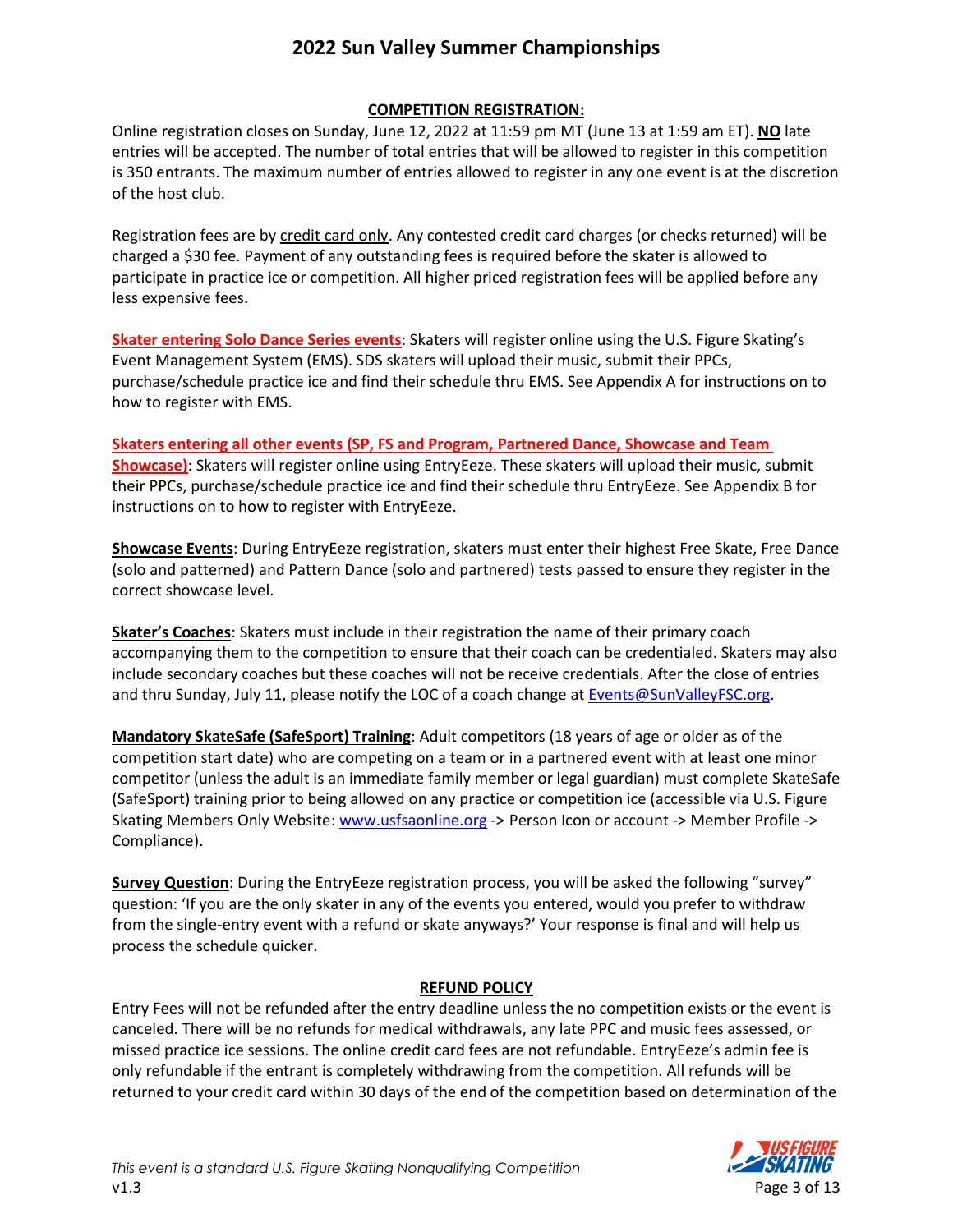## COMPETITION REGISTRATION:

Online registration closes on Sunday, June 12, 2022 at 11:59 pm MT (June 13 at 1:59 am ET). **NO** late entries will be accepted. The number of total entries that will be allowed to register in this competition is 350 entrants. The maximum number of entries allowed to register in any one event is at the discretion of the host club.

Registration fees are by credit card only. Any contested credit card charges (or checks returned) will be charged a $30 fee. Payment of any outstanding fees is required before the skater is allowed to participate in practice ice or competition. All higher priced registration fees will be applied before any less expensive fees.

**Skater entering Solo Dance Series events**: Skaters will register online using the U.S. Figure Skating's Event Management System (EMS). SDS skaters will upload their music, submit their PPCs, purchase/schedule practice ice and find their schedule thru EMS. See Appendix A for instructions on to how to register with EMS.

**Skaters entering all other events (SP, FS and Program, Partnered Dance, Showcase and Team Showcase)**: Skaters will register online using EntryEeze. These skaters will upload their music, submit their PPCs, purchase/schedule practice ice and find their schedule thru EntryEeze. See Appendix B for instructions on to how to register with EntryEeze.

**Showcase Events**: During EntryEeze registration, skaters must enter their highest Free Skate, Free Dance (solo and patterned) and Pattern Dance (solo and partnered) tests passed to ensure they register in the correct showcase level.

**Skater's Coaches**: Skaters must include in their registration the name of their primary coach accompanying them to the competition to ensure that their coach can be credentialed. Skaters may also include secondary coaches but these coaches will not be receive credentials. After the close of entries and thru Sunday, July 11, please notify the LOC of a coach change at Events@SunValleyFSC.org.

**Mandatory SkateSafe (SafeSport) Training**: Adult competitors (18 years of age or older as of the competition start date) who are competing on a team or in a partnered event with at least one minor competitor (unless the adult is an immediate family member or legal guardian) must complete SkateSafe (SafeSport) training prior to being allowed on any practice or competition ice (accessible via U.S. Figure Skating Members Only Website: www.usfsaonline.org -> Person Icon or account -> Member Profile -> Compliance).

**Survey Question**: During the EntryEeze registration process, you will be asked the following "survey" question: 'If you are the only skater in any of the events you entered, would you prefer to withdraw from the single-entry event with a refund or skate anyways?' Your response is final and will help us process the schedule quicker.

## REFUND POLICY

Entry Fees will not be refunded after the entry deadline unless the no competition exists or the event is canceled. There will be no refunds for medical withdrawals, any late PPC and music fees assessed, or missed practice ice sessions. The online credit card fees are not refundable. EntryEeze's admin fee is only refundable if the entrant is completely withdrawing from the competition. All refunds will be returned to your credit card within 30 days of the end of the competition based on determination of the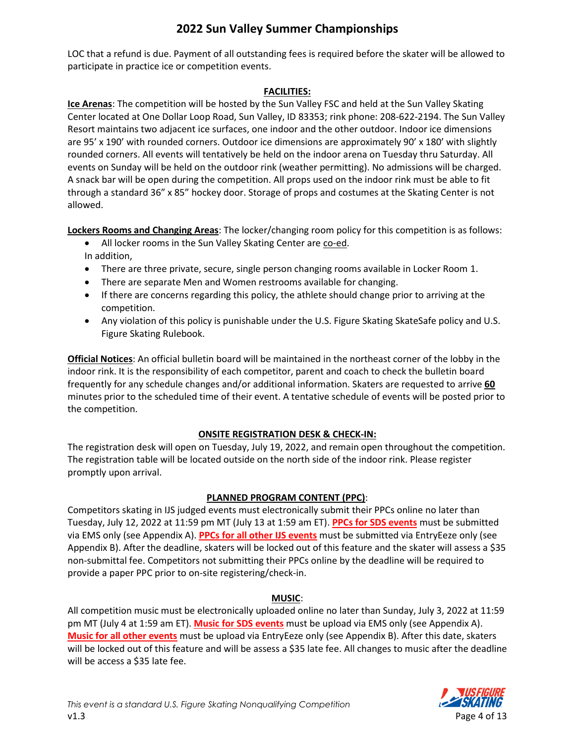LOC that a refund is due. Payment of all outstanding fees is required before the skater will be allowed to participate in practice ice or competition events.

## FACILITIES:

**Ice Arenas**: The competition will be hosted by the Sun Valley FSC and held at the Sun Valley Skating Center located at One Dollar Loop Road, Sun Valley, ID 83353; rink phone: 208-622-2194. The Sun Valley Resort maintains two adjacent ice surfaces, one indoor and the other outdoor. Indoor ice dimensions are 95' x 190' with rounded corners. Outdoor ice dimensions are approximately 90' x 180' with slightly rounded corners. All events will tentatively be held on the indoor arena on Tuesday thru Saturday. All events on Sunday will be held on the outdoor rink (weather permitting). No admissions will be charged. A snack bar will be open during the competition. All props used on the indoor rink must be able to fit through a standard 36" x 85" hockey door. Storage of props and costumes at the Skating Center is not allowed.

**Lockers Rooms and Changing Areas**: The locker/changing room policy for this competition is as follows:

- All locker rooms in the Sun Valley Skating Center are co-ed.

In addition,

- There are three private, secure, single person changing rooms available in Locker Room 1.
- There are separate Men and Women restrooms available for changing.
- If there are concerns regarding this policy, the athlete should change prior to arriving at the competition.
- Any violation of this policy is punishable under the U.S. Figure Skating SkateSafe policy and U.S. Figure Skating Rulebook.

**Official Notices**: An official bulletin board will be maintained in the northeast corner of the lobby in the indoor rink. It is the responsibility of each competitor, parent and coach to check the bulletin board frequently for any schedule changes and/or additional information. Skaters are requested to arrive **60** minutes prior to the scheduled time of their event. A tentative schedule of events will be posted prior to the competition.

## ONSITE REGISTRATION DESK & CHECK-IN:

The registration desk will open on Tuesday, July 19, 2022, and remain open throughout the competition. The registration table will be located outside on the north side of the indoor rink. Please register promptly upon arrival.

## PLANNED PROGRAM CONTENT (PPC):

Competitors skating in IJS judged events must electronically submit their PPCs online no later than Tuesday, July 12, 2022 at 11:59 pm MT (July 13 at 1:59 am ET). **PPCs for SDS events** must be submitted via EMS only (see Appendix A). **PPCs for all other IJS events** must be submitted via EntryEeze only (see Appendix B). After the deadline, skaters will be locked out of this feature and the skater will assess a $35 non-submittal fee. Competitors not submitting their PPCs online by the deadline will be required to provide a paper PPC prior to on-site registering/check-in.

## MUSIC:

All competition music must be electronically uploaded online no later than Sunday, July 3, 2022 at 11:59 pm MT (July 4 at 1:59 am ET). **Music for SDS events** must be upload via EMS only (see Appendix A). **Music for all other events** must be upload via EntryEeze only (see Appendix B). After this date, skaters will be locked out of this feature and will be assess a $35 late fee. All changes to music after the deadline will be access a $35 late fee.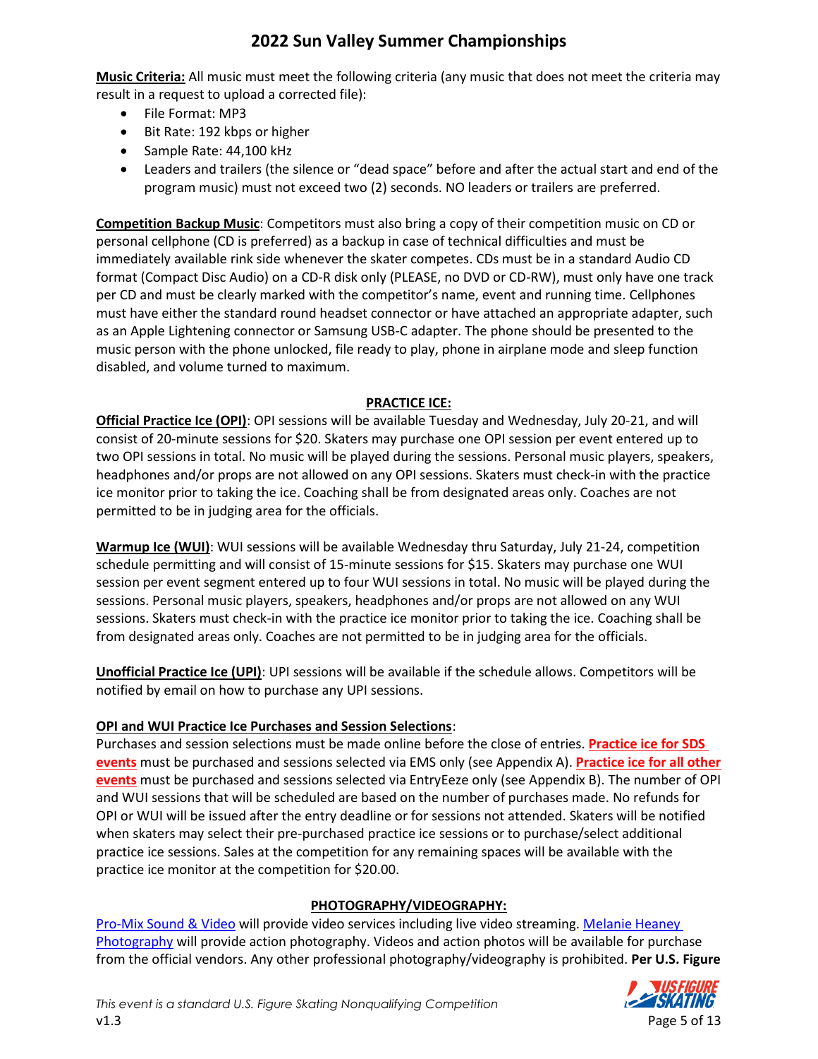**Music Criteria:** All music must meet the following criteria (any music that does not meet the criteria may result in a request to upload a corrected file):

- File Format: MP3
- Bit Rate: 192 kbps or higher
- Sample Rate: 44,100 kHz
- Leaders and trailers (the silence or "dead space" before and after the actual start and end of the program music) must not exceed two (2) seconds. NO leaders or trailers are preferred.

**Competition Backup Music**: Competitors must also bring a copy of their competition music on CD or personal cellphone (CD is preferred) as a backup in case of technical difficulties and must be immediately available rink side whenever the skater competes. CDs must be in a standard Audio CD format (Compact Disc Audio) on a CD-R disk only (PLEASE, no DVD or CD-RW), must only have one track per CD and must be clearly marked with the competitor's name, event and running time. Cellphones must have either the standard round headset connector or have attached an appropriate adapter, such as an Apple Lightening connector or Samsung USB-C adapter. The phone should be presented to the music person with the phone unlocked, file ready to play, phone in airplane mode and sleep function disabled, and volume turned to maximum.

## PRACTICE ICE:

**Official Practice Ice (OPI)**: OPI sessions will be available Tuesday and Wednesday, July 20-21, and will consist of 20-minute sessions for $20. Skaters may purchase one OPI session per event entered up to two OPI sessions in total. No music will be played during the sessions. Personal music players, speakers, headphones and/or props are not allowed on any OPI sessions. Skaters must check-in with the practice ice monitor prior to taking the ice. Coaching shall be from designated areas only. Coaches are not permitted to be in judging area for the officials.

**Warmup Ice (WUI)**: WUI sessions will be available Wednesday thru Saturday, July 21-24, competition schedule permitting and will consist of 15-minute sessions for $15. Skaters may purchase one WUI session per event segment entered up to four WUI sessions in total. No music will be played during the sessions. Personal music players, speakers, headphones and/or props are not allowed on any WUI sessions. Skaters must check-in with the practice ice monitor prior to taking the ice. Coaching shall be from designated areas only. Coaches are not permitted to be in judging area for the officials.

**Unofficial Practice Ice (UPI)**: UPI sessions will be available if the schedule allows. Competitors will be notified by email on how to purchase any UPI sessions.

**OPI and WUI Practice Ice Purchases and Session Selections**:
Purchases and session selections must be made online before the close of entries. **Practice ice for SDS events** must be purchased and sessions selected via EMS only (see Appendix A). **Practice ice for all other events** must be purchased and sessions selected via EntryEeze only (see Appendix B). The number of OPI and WUI sessions that will be scheduled are based on the number of purchases made. No refunds for OPI or WUI will be issued after the entry deadline or for sessions not attended. Skaters will be notified when skaters may select their pre-purchased practice ice sessions or to purchase/select additional practice ice sessions. Sales at the competition for any remaining spaces will be available with the practice ice monitor at the competition for $20.00.

## PHOTOGRAPHY/VIDEOGRAPHY:

Pro-Mix Sound & Video will provide video services including live video streaming. Melanie Heaney Photography will provide action photography. Videos and action photos will be available for purchase from the official vendors. Any other professional photography/videography is prohibited. **Per U.S. Figure**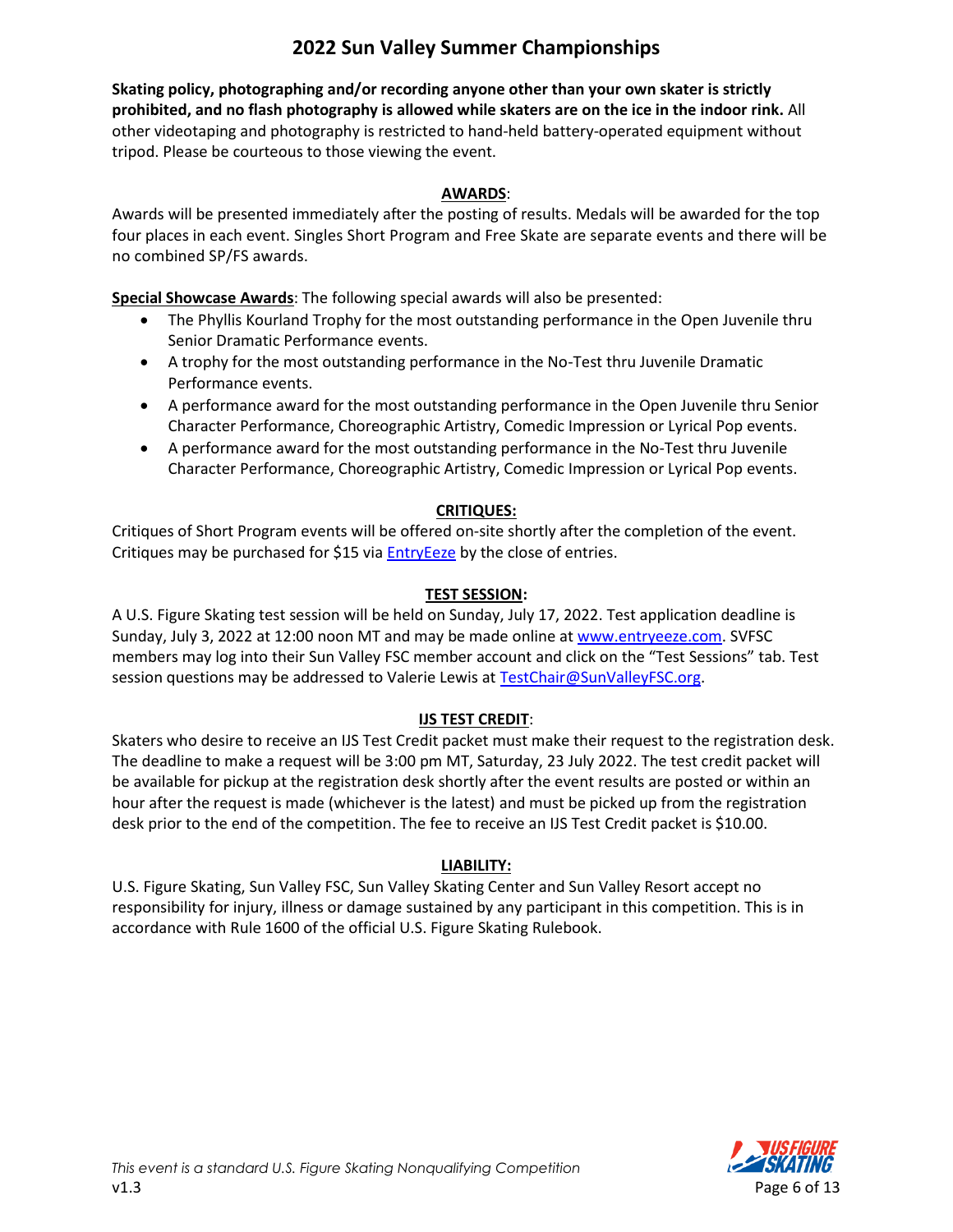**Skating policy, photographing and/or recording anyone other than your own skater is strictly prohibited, and no flash photography is allowed while skaters are on the ice in the indoor rink.** All other videotaping and photography is restricted to hand-held battery-operated equipment without tripod. Please be courteous to those viewing the event.

## AWARDS:

Awards will be presented immediately after the posting of results. Medals will be awarded for the top four places in each event. Singles Short Program and Free Skate are separate events and there will be no combined SP/FS awards.

**Special Showcase Awards**: The following special awards will also be presented:

- The Phyllis Kourland Trophy for the most outstanding performance in the Open Juvenile thru Senior Dramatic Performance events.
- A trophy for the most outstanding performance in the No-Test thru Juvenile Dramatic Performance events.
- A performance award for the most outstanding performance in the Open Juvenile thru Senior Character Performance, Choreographic Artistry, Comedic Impression or Lyrical Pop events.
- A performance award for the most outstanding performance in the No-Test thru Juvenile Character Performance, Choreographic Artistry, Comedic Impression or Lyrical Pop events.

## CRITIQUES:

Critiques of Short Program events will be offered on-site shortly after the completion of the event. Critiques may be purchased for $15 via EntryEeze by the close of entries.

## TEST SESSION:

A U.S. Figure Skating test session will be held on Sunday, July 17, 2022. Test application deadline is Sunday, July 3, 2022 at 12:00 noon MT and may be made online at www.entryeeze.com. SVFSC members may log into their Sun Valley FSC member account and click on the "Test Sessions" tab. Test session questions may be addressed to Valerie Lewis at TestChair@SunValleyFSC.org.

## IJS TEST CREDIT:

Skaters who desire to receive an IJS Test Credit packet must make their request to the registration desk. The deadline to make a request will be 3:00 pm MT, Saturday, 23 July 2022. The test credit packet will be available for pickup at the registration desk shortly after the event results are posted or within an hour after the request is made (whichever is the latest) and must be picked up from the registration desk prior to the end of the competition. The fee to receive an IJS Test Credit packet is $10.00.

## LIABILITY:

U.S. Figure Skating, Sun Valley FSC, Sun Valley Skating Center and Sun Valley Resort accept no responsibility for injury, illness or damage sustained by any participant in this competition. This is in accordance with Rule 1600 of the official U.S. Figure Skating Rulebook.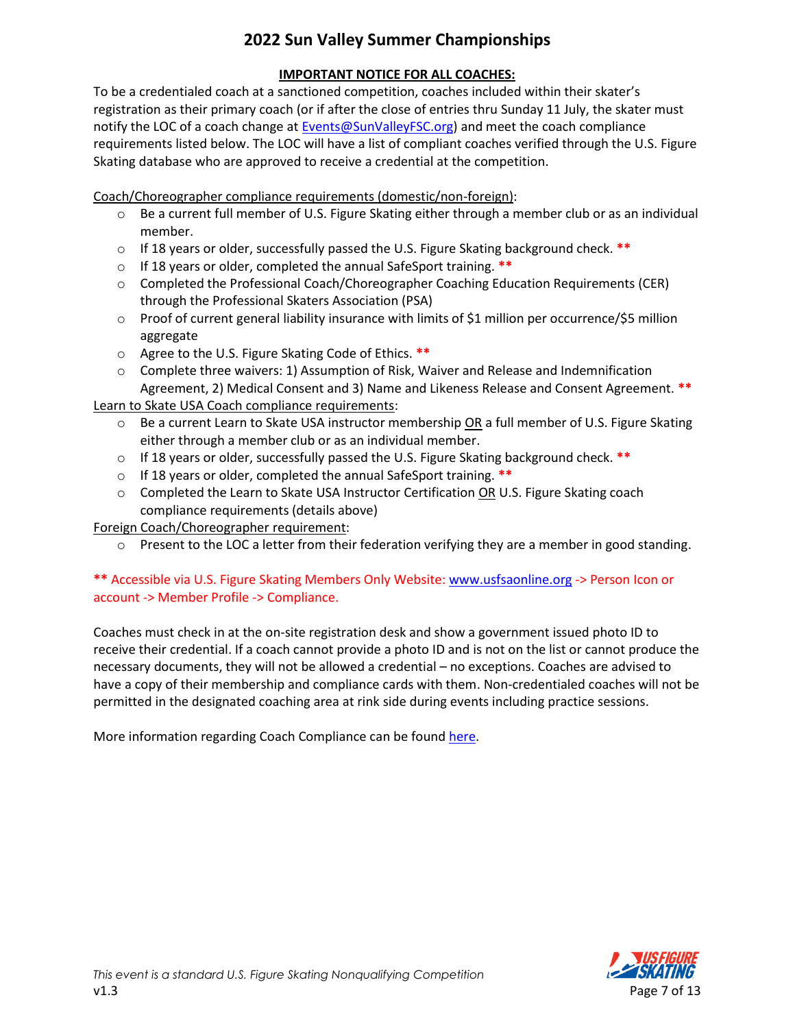**IMPORTANT NOTICE FOR ALL COACHES:**

To be a credentialed coach at a sanctioned competition, coaches included within their skater's registration as their primary coach (or if after the close of entries thru Sunday 11 July, the skater must notify the LOC of a coach change at [Events@SunValleyFSC.org](mailto:Events@SunValleyFSC.org)) and meet the coach compliance requirements listed below. The LOC will have a list of compliant coaches verified through the U.S. Figure Skating database who are approved to receive a credential at the competition.

Coach/Choreographer compliance requirements (domestic/non-foreign):

- Be a current full member of U.S. Figure Skating either through a member club or as an individual member.
- If 18 years or older, successfully passed the U.S. Figure Skating background check. **
- If 18 years or older, completed the annual SafeSport training. **
- Completed the Professional Coach/Choreographer Coaching Education Requirements (CER) through the Professional Skaters Association (PSA)
- Proof of current general liability insurance with limits of $1 million per occurrence/$5 million aggregate
- Agree to the U.S. Figure Skating Code of Ethics. **
- Complete three waivers: 1) Assumption of Risk, Waiver and Release and Indemnification Agreement, 2) Medical Consent and 3) Name and Likeness Release and Consent Agreement. **

Learn to Skate USA Coach compliance requirements:

- Be a current Learn to Skate USA instructor membership OR a full member of U.S. Figure Skating either through a member club or as an individual member.
- If 18 years or older, successfully passed the U.S. Figure Skating background check. **
- If 18 years or older, completed the annual SafeSport training. **
- Completed the Learn to Skate USA Instructor Certification OR U.S. Figure Skating coach compliance requirements (details above)

Foreign Coach/Choreographer requirement:

- Present to the LOC a letter from their federation verifying they are a member in good standing.

** Accessible via U.S. Figure Skating Members Only Website: [www.usfsaonline.org](http://www.usfsaonline.org) -> Person Icon or account -> Member Profile -> Compliance.

Coaches must check in at the on-site registration desk and show a government issued photo ID to receive their credential. If a coach cannot provide a photo ID and is not on the list or cannot produce the necessary documents, they will not be allowed a credential – no exceptions. Coaches are advised to have a copy of their membership and compliance cards with them. Non-credentialed coaches will not be permitted in the designated coaching area at rink side during events including practice sessions.

More information regarding Coach Compliance can be found here.

*This event is a standard U.S. Figure Skating Nonqualifying Competition*
v1.3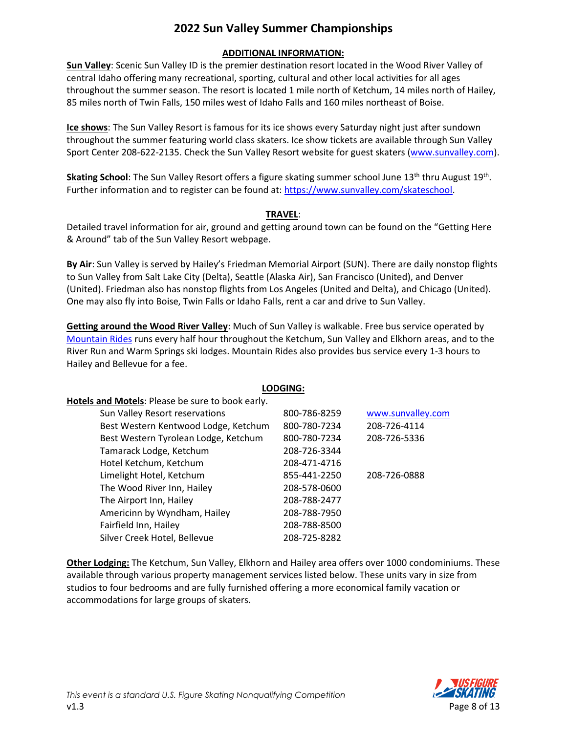## ADDITIONAL INFORMATION:

**Sun Valley**: Scenic Sun Valley ID is the premier destination resort located in the Wood River Valley of central Idaho offering many recreational, sporting, cultural and other local activities for all ages throughout the summer season. The resort is located 1 mile north of Ketchum, 14 miles north of Hailey, 85 miles north of Twin Falls, 150 miles west of Idaho Falls and 160 miles northeast of Boise.

**Ice shows**: The Sun Valley Resort is famous for its ice shows every Saturday night just after sundown throughout the summer featuring world class skaters. Ice show tickets are available through Sun Valley Sport Center 208-622-2135. Check the Sun Valley Resort website for guest skaters (www.sunvalley.com).

**Skating School**: The Sun Valley Resort offers a figure skating summer school June 13th thru August 19th. Further information and to register can be found at: https://www.sunvalley.com/skateschool.

## TRAVEL:

Detailed travel information for air, ground and getting around town can be found on the "Getting Here & Around" tab of the Sun Valley Resort webpage.

**By Air**: Sun Valley is served by Hailey's Friedman Memorial Airport (SUN). There are daily nonstop flights to Sun Valley from Salt Lake City (Delta), Seattle (Alaska Air), San Francisco (United), and Denver (United). Friedman also has nonstop flights from Los Angeles (United and Delta), and Chicago (United). One may also fly into Boise, Twin Falls or Idaho Falls, rent a car and drive to Sun Valley.

**Getting around the Wood River Valley**: Much of Sun Valley is walkable. Free bus service operated by Mountain Rides runs every half hour throughout the Ketchum, Sun Valley and Elkhorn areas, and to the River Run and Warm Springs ski lodges. Mountain Rides also provides bus service every 1-3 hours to Hailey and Bellevue for a fee.

## LODGING:

**Hotels and Motels**: Please be sure to book early.

| | | |
|---|---|---|
| Sun Valley Resort reservations | 800-786-8259 | www.sunvalley.com |
| Best Western Kentwood Lodge, Ketchum | 800-780-7234 | 208-726-4114 |
| Best Western Tyrolean Lodge, Ketchum | 800-780-7234 | 208-726-5336 |
| Tamarack Lodge, Ketchum | 208-726-3344 | |
| Hotel Ketchum, Ketchum | 208-471-4716 | |
| Limelight Hotel, Ketchum | 855-441-2250 | 208-726-0888 |
| The Wood River Inn, Hailey | 208-578-0600 | |
| The Airport Inn, Hailey | 208-788-2477 | |
| Americinn by Wyndham, Hailey | 208-788-7950 | |
| Fairfield Inn, Hailey | 208-788-8500 | |
| Silver Creek Hotel, Bellevue | 208-725-8282 | |

**Other Lodging:** The Ketchum, Sun Valley, Elkhorn and Hailey area offers over 1000 condominiums. These available through various property management services listed below. These units vary in size from studios to four bedrooms and are fully furnished offering a more economical family vacation or accommodations for large groups of skaters.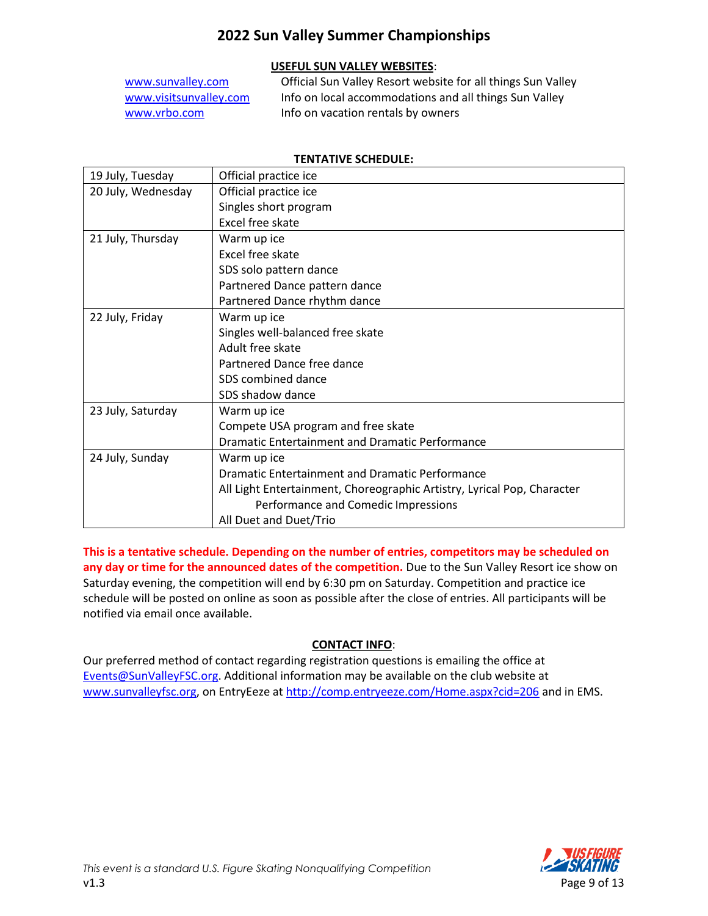**<u>USEFUL SUN VALLEY WEBSITES</u>**:

| | |
|---|---|
| www.sunvalley.com | Official Sun Valley Resort website for all things Sun Valley |
| www.visitsunvalley.com | Info on local accommodations and all things Sun Valley |
| www.vrbo.com | Info on vacation rentals by owners |

**TENTATIVE SCHEDULE:**

| | |
|---|---|
| 19 July, Tuesday | Official practice ice |
| 20 July, Wednesday | Official practice ice<br>Singles short program<br>Excel free skate |
| 21 July, Thursday | Warm up ice<br>Excel free skate<br>SDS solo pattern dance<br>Partnered Dance pattern dance<br>Partnered Dance rhythm dance |
| 22 July, Friday | Warm up ice<br>Singles well-balanced free skate<br>Adult free skate<br>Partnered Dance free dance<br>SDS combined dance<br>SDS shadow dance |
| 23 July, Saturday | Warm up ice<br>Compete USA program and free skate<br>Dramatic Entertainment and Dramatic Performance |
| 24 July, Sunday | Warm up ice<br>Dramatic Entertainment and Dramatic Performance<br>All Light Entertainment, Choreographic Artistry, Lyrical Pop, Character Performance and Comedic Impressions<br>All Duet and Duet/Trio |

**This is a tentative schedule. Depending on the number of entries, competitors may be scheduled on any day or time for the announced dates of the competition.** Due to the Sun Valley Resort ice show on Saturday evening, the competition will end by 6:30 pm on Saturday. Competition and practice ice schedule will be posted on online as soon as possible after the close of entries. All participants will be notified via email once available.

**<u>CONTACT INFO</u>**:

Our preferred method of contact regarding registration questions is emailing the office at Events@SunValleyFSC.org. Additional information may be available on the club website at www.sunvalleyfsc.org, on EntryEeze at http://comp.entryeeze.com/Home.aspx?cid=206 and in EMS.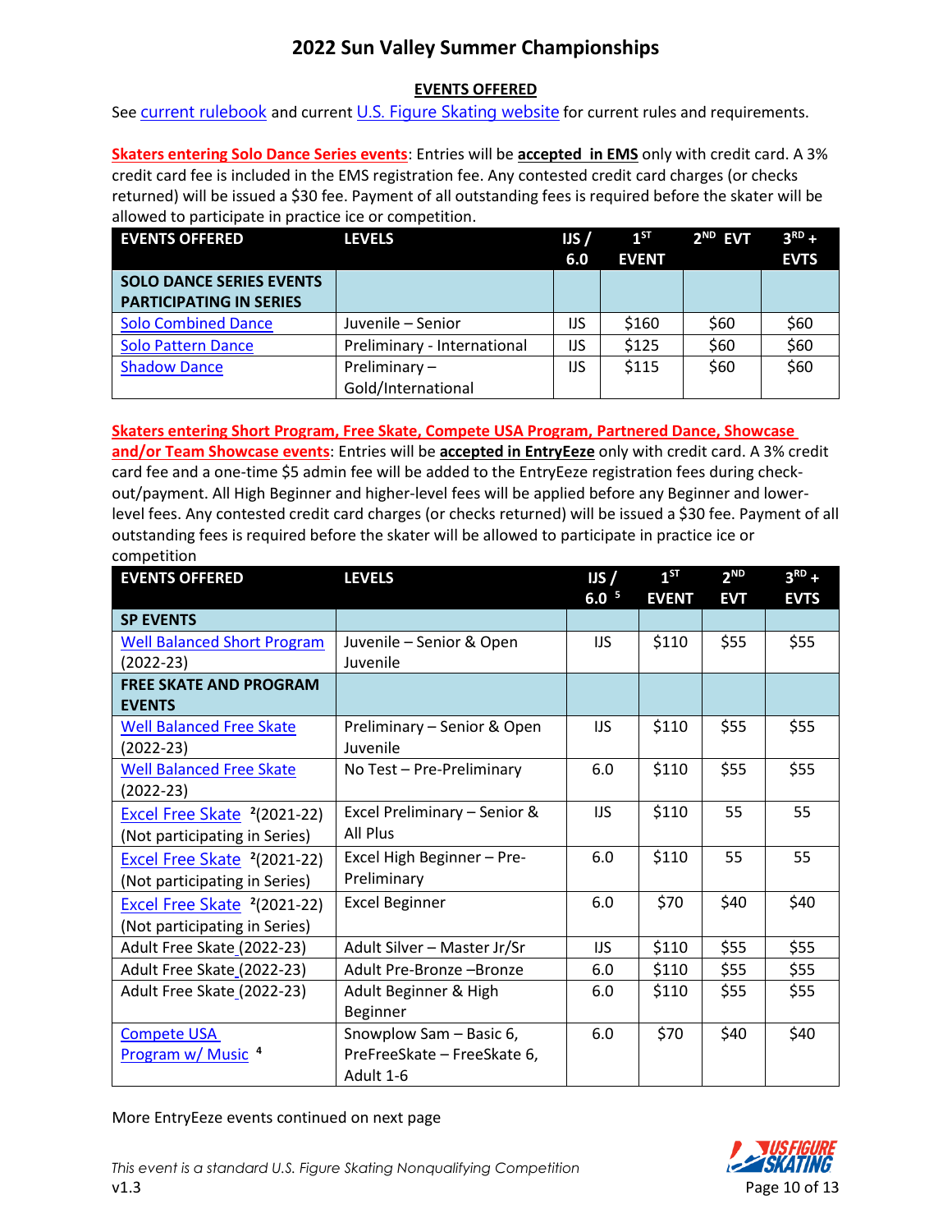# 2022 Sun Valley Summer Championships

## EVENTS OFFERED

See current rulebook and current U.S. Figure Skating website for current rules and requirements.

**Skaters entering Solo Dance Series events**: Entries will be **accepted in EMS** only with credit card. A 3% credit card fee is included in the EMS registration fee. Any contested credit card charges (or checks returned) will be issued a $30 fee. Payment of all outstanding fees is required before the skater will be allowed to participate in practice ice or competition.

| EVENTS OFFERED | LEVELS | IJS / 6.0 | 1ST EVENT | 2ND EVT | 3RD + EVTS |
|---|---|---|---|---|---|
| **SOLO DANCE SERIES EVENTS PARTICIPATING IN SERIES** | | | | | |
| Solo Combined Dance | Juvenile – Senior | IJS | $160 | $60 | $60 |
| Solo Pattern Dance | Preliminary - International | IJS | $125 | $60 | $60 |
| Shadow Dance | Preliminary – Gold/International | IJS | $115 | $60 | $60 |

**Skaters entering Short Program, Free Skate, Compete USA Program, Partnered Dance, Showcase and/or Team Showcase events**: Entries will be **accepted in EntryEeze** only with credit card. A 3% credit card fee and a one-time $5 admin fee will be added to the EntryEeze registration fees during check-out/payment. All High Beginner and higher-level fees will be applied before any Beginner and lower-level fees. Any contested credit card charges (or checks returned) will be issued a $30 fee. Payment of all outstanding fees is required before the skater will be allowed to participate in practice ice or competition

| EVENTS OFFERED | LEVELS | IJS / 6.0 [5] | 1ST EVENT | 2ND EVT | 3RD + EVTS |
|---|---|---|---|---|---|
| **SP EVENTS** | | | | | |
| Well Balanced Short Program (2022-23) | Juvenile – Senior & Open Juvenile | IJS | $110 | $55 | $55 |
| **FREE SKATE AND PROGRAM EVENTS** | | | | | |
| Well Balanced Free Skate (2022-23) | Preliminary – Senior & Open Juvenile | IJS | $110 | $55 | $55 |
| Well Balanced Free Skate (2022-23) | No Test – Pre-Preliminary | 6.0 | $110 | $55 | $55 |
| Excel Free Skate [2](2021-22) (Not participating in Series) | Excel Preliminary – Senior & All Plus | IJS | $110 | 55 | 55 |
| Excel Free Skate [2](2021-22) (Not participating in Series) | Excel High Beginner – Pre-Preliminary | 6.0 | $110 | 55 | 55 |
| Excel Free Skate [2](2021-22) (Not participating in Series) | Excel Beginner | 6.0 | $70 | $40 | $40 |
| Adult Free Skate (2022-23) | Adult Silver – Master Jr/Sr | IJS | $110 | $55 | $55 |
| Adult Free Skate (2022-23) | Adult Pre-Bronze –Bronze | 6.0 | $110 | $55 | $55 |
| Adult Free Skate (2022-23) | Adult Beginner & High Beginner | 6.0 | $110 | $55 | $55 |
| Compete USA Program w/ Music [4] | Snowplow Sam – Basic 6, PreFreeSkate – FreeSkate 6, Adult 1-6 | 6.0 | $70 | $40 | $40 |

More EntryEeze events continued on next page

*This event is a standard U.S. Figure Skating Nonqualifying Competition*

v1.3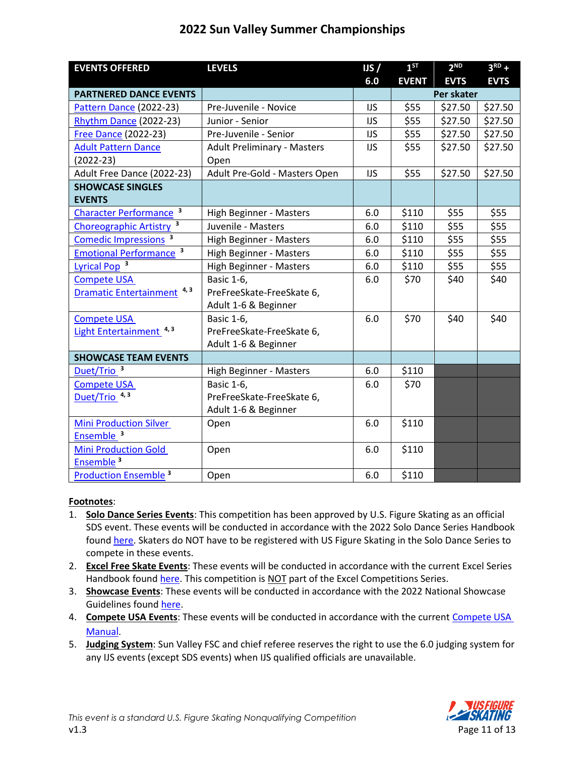# 2022 Sun Valley Summer Championships

| EVENTS OFFERED | LEVELS | IJS / 6.0 | 1ST EVENT | 2ND EVTS | 3RD + EVTS |
|---|---|---|---|---|---|
| **PARTNERED DANCE EVENTS** | | | Per skater | | |
| Pattern Dance (2022-23) | Pre-Juvenile - Novice | IJS | $55 | $27.50 | $27.50 |
| Rhythm Dance (2022-23) | Junior - Senior | IJS | $55 | $27.50 | $27.50 |
| Free Dance (2022-23) | Pre-Juvenile - Senior | IJS | $55 | $27.50 | $27.50 |
| Adult Pattern Dance (2022-23) | Adult Preliminary - Masters Open | IJS | $55 | $27.50 | $27.50 |
| Adult Free Dance (2022-23) | Adult Pre-Gold - Masters Open | IJS | $55 | $27.50 | $27.50 |
| **SHOWCASE SINGLES EVENTS** | | | | | |
| Character Performance [3] | High Beginner - Masters | 6.0 | $110 | $55 | $55 |
| Choreographic Artistry [3] | Juvenile - Masters | 6.0 | $110 | $55 | $55 |
| Comedic Impressions [3] | High Beginner - Masters | 6.0 | $110 | $55 | $55 |
| Emotional Performance [3] | High Beginner - Masters | 6.0 | $110 | $55 | $55 |
| Lyrical Pop [3] | High Beginner - Masters | 6.0 | $110 | $55 | $55 |
| Compete USA Dramatic Entertainment [4,3] | Basic 1-6, PreFreeSkate-FreeSkate 6, Adult 1-6 & Beginner | 6.0 | $70 | $40 | $40 |
| Compete USA Light Entertainment [4,3] | Basic 1-6, PreFreeSkate-FreeSkate 6, Adult 1-6 & Beginner | 6.0 | $70 | $40 | $40 |
| **SHOWCASE TEAM EVENTS** | | | | | |
| Duet/Trio [3] | High Beginner - Masters | 6.0 | $110 | | |
| Compete USA Duet/Trio [4,3] | Basic 1-6, PreFreeSkate-FreeSkate 6, Adult 1-6 & Beginner | 6.0 | $70 | | |
| Mini Production Silver Ensemble [3] | Open | 6.0 | $110 | | |
| Mini Production Gold Ensemble [3] | Open | 6.0 | $110 | | |
| Production Ensemble [3] | Open | 6.0 | $110 | | |

**Footnotes**:

1. **Solo Dance Series Events**: This competition has been approved by U.S. Figure Skating as an official SDS event. These events will be conducted in accordance with the 2022 Solo Dance Series Handbook found here. Skaters do NOT have to be registered with US Figure Skating in the Solo Dance Series to compete in these events.
2. **Excel Free Skate Events**: These events will be conducted in accordance with the current Excel Series Handbook found here. This competition is NOT part of the Excel Competitions Series.
3. **Showcase Events**: These events will be conducted in accordance with the 2022 National Showcase Guidelines found here.
4. **Compete USA Events**: These events will be conducted in accordance with the current Compete USA Manual.
5. **Judging System**: Sun Valley FSC and chief referee reserves the right to use the 6.0 judging system for any IJS events (except SDS events) when IJS qualified officials are unavailable.

*This event is a standard U.S. Figure Skating Nonqualifying Competition*
v1.3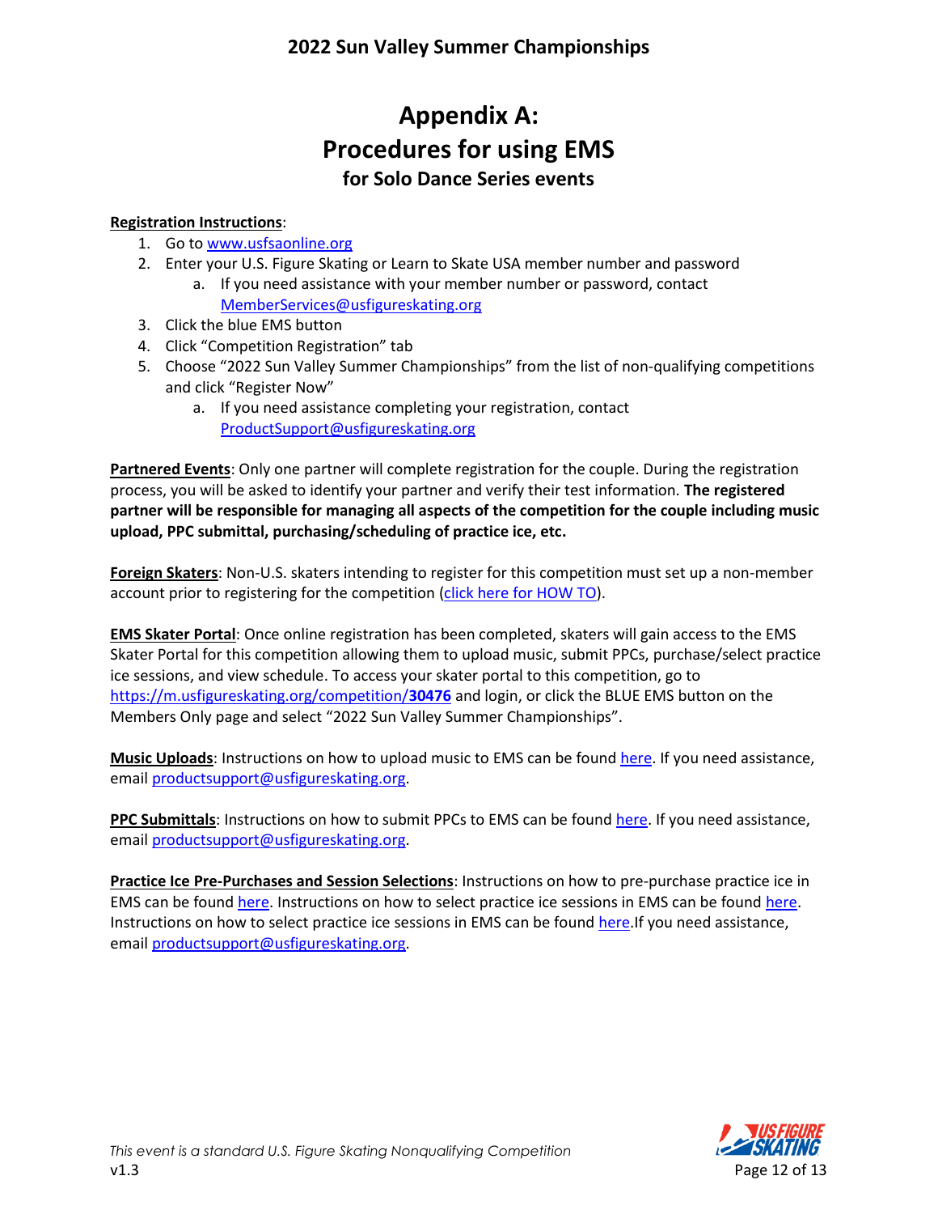# Appendix A:
# Procedures for using EMS
### for Solo Dance Series events

**Registration Instructions**:

1. Go to www.usfsaonline.org
2. Enter your U.S. Figure Skating or Learn to Skate USA member number and password
   a. If you need assistance with your member number or password, contact MemberServices@usfigureskating.org
3. Click the blue EMS button
4. Click "Competition Registration" tab
5. Choose "2022 Sun Valley Summer Championships" from the list of non-qualifying competitions and click "Register Now"
   a. If you need assistance completing your registration, contact ProductSupport@usfigureskating.org

**Partnered Events**: Only one partner will complete registration for the couple. During the registration process, you will be asked to identify your partner and verify their test information. **The registered partner will be responsible for managing all aspects of the competition for the couple including music upload, PPC submittal, purchasing/scheduling of practice ice, etc.**

**Foreign Skaters**: Non-U.S. skaters intending to register for this competition must set up a non-member account prior to registering for the competition (click here for HOW TO).

**EMS Skater Portal**: Once online registration has been completed, skaters will gain access to the EMS Skater Portal for this competition allowing them to upload music, submit PPCs, purchase/select practice ice sessions, and view schedule. To access your skater portal to this competition, go to https://m.usfigureskating.org/competition/**30476** and login, or click the BLUE EMS button on the Members Only page and select "2022 Sun Valley Summer Championships".

**Music Uploads**: Instructions on how to upload music to EMS can be found here. If you need assistance, email productsupport@usfigureskating.org.

**PPC Submittals**: Instructions on how to submit PPCs to EMS can be found here. If you need assistance, email productsupport@usfigureskating.org.

**Practice Ice Pre-Purchases and Session Selections**: Instructions on how to pre-purchase practice ice in EMS can be found here. Instructions on how to select practice ice sessions in EMS can be found here. Instructions on how to select practice ice sessions in EMS can be found here.If you need assistance, email productsupport@usfigureskating.org.

*This event is a standard U.S. Figure Skating Nonqualifying Competition*
v1.3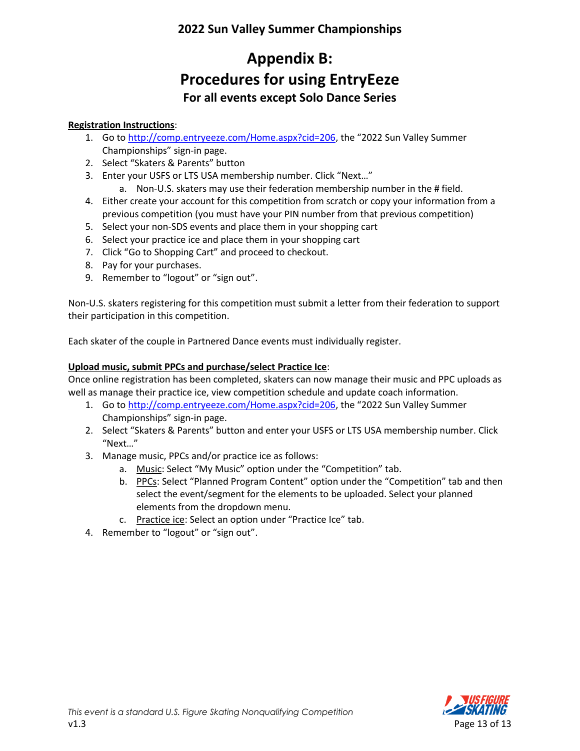# Appendix B:
# Procedures for using EntryEeze
### For all events except Solo Dance Series

**Registration Instructions**:

1. Go to http://comp.entryeeze.com/Home.aspx?cid=206, the "2022 Sun Valley Summer Championships" sign-in page.
2. Select "Skaters & Parents" button
3. Enter your USFS or LTS USA membership number. Click "Next…"
   a. Non-U.S. skaters may use their federation membership number in the # field.
4. Either create your account for this competition from scratch or copy your information from a previous competition (you must have your PIN number from that previous competition)
5. Select your non-SDS events and place them in your shopping cart
6. Select your practice ice and place them in your shopping cart
7. Click "Go to Shopping Cart" and proceed to checkout.
8. Pay for your purchases.
9. Remember to "logout" or "sign out".

Non-U.S. skaters registering for this competition must submit a letter from their federation to support their participation in this competition.

Each skater of the couple in Partnered Dance events must individually register.

**Upload music, submit PPCs and purchase/select Practice Ice**:

Once online registration has been completed, skaters can now manage their music and PPC uploads as well as manage their practice ice, view competition schedule and update coach information.

1. Go to http://comp.entryeeze.com/Home.aspx?cid=206, the "2022 Sun Valley Summer Championships" sign-in page.
2. Select "Skaters & Parents" button and enter your USFS or LTS USA membership number. Click "Next…"
3. Manage music, PPCs and/or practice ice as follows:
   a. Music: Select "My Music" option under the "Competition" tab.
   b. PPCs: Select "Planned Program Content" option under the "Competition" tab and then select the event/segment for the elements to be uploaded. Select your planned elements from the dropdown menu.
   c. Practice ice: Select an option under "Practice Ice" tab.
4. Remember to "logout" or "sign out".